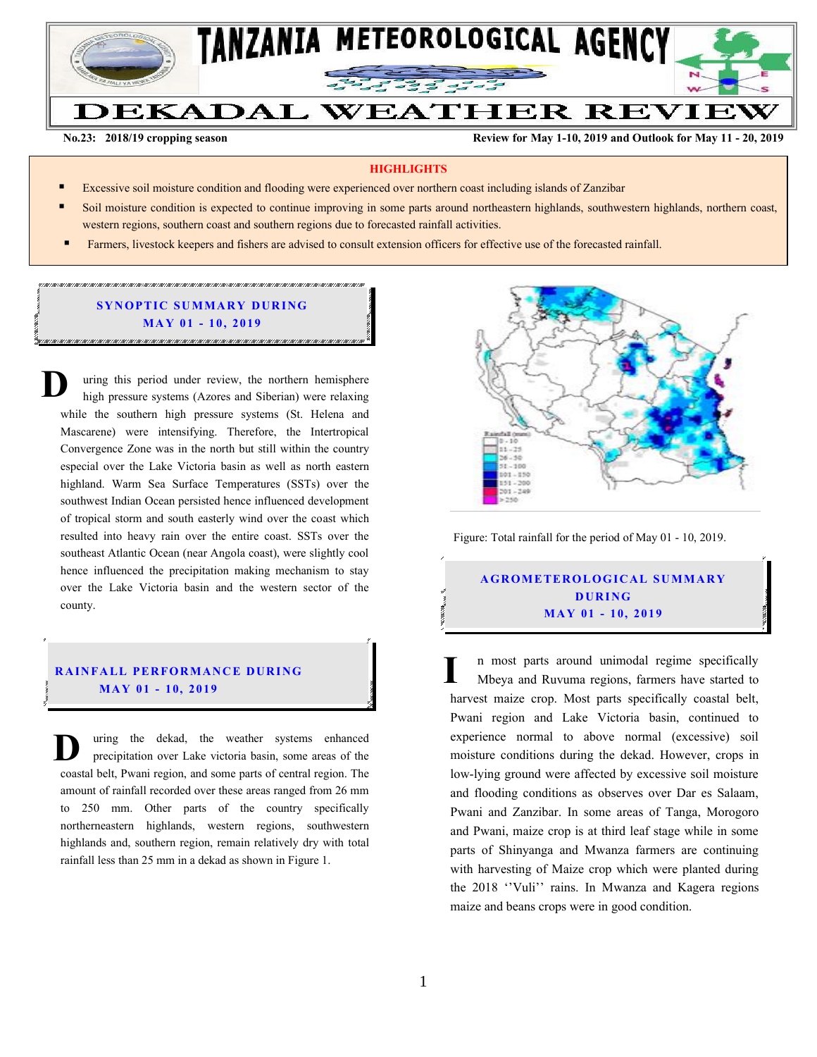# TANZANIA METEOROLOGICAL AGENCY

# DEKADAL WEATHER REVIEW

**No.23: 2018/19 cropping season** | **Review for May 1-10, 2019 and Outlook for May 11 - 20, 2019**

## HIGHLIGHTS

- Excessive soil moisture condition and flooding were experienced over northern coast including islands of Zanzibar
- Soil moisture condition is expected to continue improving in some parts around northeastern highlands, southwestern highlands, northern coast, western regions, southern coast and southern regions due to forecasted rainfall activities.
- Farmers, livestock keepers and fishers are advised to consult extension officers for effective use of the forecasted rainfall.

## SYNOPTIC SUMMARY DURING MAY 01 - 10, 2019

During this period under review, the northern hemisphere high pressure systems (Azores and Siberian) were relaxing while the southern high pressure systems (St. Helena and Mascarene) were intensifying. Therefore, the Intertropical Convergence Zone was in the north but still within the country especial over the Lake Victoria basin as well as north eastern highland. Warm Sea Surface Temperatures (SSTs) over the southwest Indian Ocean persisted hence influenced development of tropical storm and south easterly wind over the coast which resulted into heavy rain over the entire coast. SSTs over the southeast Atlantic Ocean (near Angola coast), were slightly cool hence influenced the precipitation making mechanism to stay over the Lake Victoria basin and the western sector of the county.

## RAINFALL PERFORMANCE DURING MAY 01 - 10, 2019

During the dekad, the weather systems enhanced precipitation over Lake victoria basin, some areas of the coastal belt, Pwani region, and some parts of central region. The amount of rainfall recorded over these areas ranged from 26 mm to 250 mm. Other parts of the country specifically northerneastern highlands, western regions, southwestern highlands and, southern region, remain relatively dry with total rainfall less than 25 mm in a dekad as shown in Figure 1.

Rainfall (mm): 0 - 10, 11 - 25, 26 - 50, 51 - 100, 101 - 150, 151 - 200, 201 - 249, >250

Figure: Total rainfall for the period of May 01 - 10, 2019.

## AGROMETEROLOGICAL SUMMARY DURING MAY 01 - 10, 2019

In most parts around unimodal regime specifically Mbeya and Ruvuma regions, farmers have started to harvest maize crop. Most parts specifically coastal belt, Pwani region and Lake Victoria basin, continued to experience normal to above normal (excessive) soil moisture conditions during the dekad. However, crops in low-lying ground were affected by excessive soil moisture and flooding conditions as observes over Dar es Salaam, Pwani and Zanzibar. In some areas of Tanga, Morogoro and Pwani, maize crop is at third leaf stage while in some parts of Shinyanga and Mwanza farmers are continuing with harvesting of Maize crop which were planted during the 2018 ''Vuli'' rains. In Mwanza and Kagera regions maize and beans crops were in good condition.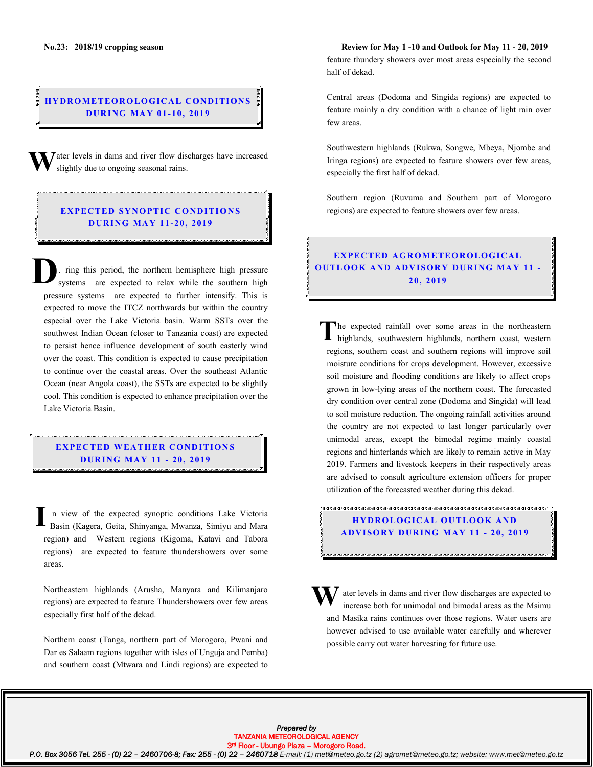## HYDROMETEOROLOGICAL CONDITIONS DURING MAY 01-10, 2019

Water levels in dams and river flow discharges have increased slightly due to ongoing seasonal rains.

## EXPECTED SYNOPTIC CONDITIONS DURING MAY 11-20, 2019

D. ring this period, the northern hemisphere high pressure systems are expected to relax while the southern high pressure systems are expected to further intensify. This is expected to move the ITCZ northwards but within the country especial over the Lake Victoria basin. Warm SSTs over the southwest Indian Ocean (closer to Tanzania coast) are expected to persist hence influence development of south easterly wind over the coast. This condition is expected to cause precipitation to continue over the coastal areas. Over the southeast Atlantic Ocean (near Angola coast), the SSTs are expected to be slightly cool. This condition is expected to enhance precipitation over the Lake Victoria Basin.

## EXPECTED WEATHER CONDITIONS DURING MAY 11 - 20, 2019

In view of the expected synoptic conditions Lake Victoria Basin (Kagera, Geita, Shinyanga, Mwanza, Simiyu and Mara region) and Western regions (Kigoma, Katavi and Tabora regions) are expected to feature thundershowers over some areas.

Northeastern highlands (Arusha, Manyara and Kilimanjaro regions) are expected to feature Thundershowers over few areas especially first half of the dekad.

Northern coast (Tanga, northern part of Morogoro, Pwani and Dar es Salaam regions together with isles of Unguja and Pemba) and southern coast (Mtwara and Lindi regions) are expected to feature thundery showers over most areas especially the second half of dekad.

Central areas (Dodoma and Singida regions) are expected to feature mainly a dry condition with a chance of light rain over few areas.

Southwestern highlands (Rukwa, Songwe, Mbeya, Njombe and Iringa regions) are expected to feature showers over few areas, especially the first half of dekad.

Southern region (Ruvuma and Southern part of Morogoro regions) are expected to feature showers over few areas.

## EXPECTED AGROMETEOROLOGICAL OUTLOOK AND ADVISORY DURING MAY 11 - 20, 2019

The expected rainfall over some areas in the northeastern highlands, southwestern highlands, northern coast, western regions, southern coast and southern regions will improve soil moisture conditions for crops development. However, excessive soil moisture and flooding conditions are likely to affect crops grown in low-lying areas of the northern coast. The forecasted dry condition over central zone (Dodoma and Singida) will lead to soil moisture reduction. The ongoing rainfall activities around the country are not expected to last longer particularly over unimodal areas, except the bimodal regime mainly coastal regions and hinterlands which are likely to remain active in May 2019. Farmers and livestock keepers in their respectively areas are advised to consult agriculture extension officers for proper utilization of the forecasted weather during this dekad.

## HYDROLOGICAL OUTLOOK AND ADVISORY DURING MAY 11 - 20, 2019

Water levels in dams and river flow discharges are expected to increase both for unimodal and bimodal areas as the Msimu and Masika rains continues over those regions. Water users are however advised to use available water carefully and wherever possible carry out water harvesting for future use.

*Prepared by*
TANZANIA METEOROLOGICAL AGENCY
3rd Floor - Ubungo Plaza – Morogoro Road.
*P.O. Box 3056 Tel. 255 - (0) 22 – 2460706-8; Fax: 255 - (0) 22 – 2460718 E-mail: (1) met@meteo.go.tz (2) agromet@meteo.go.tz; website: www.met@meteo.go.tz*